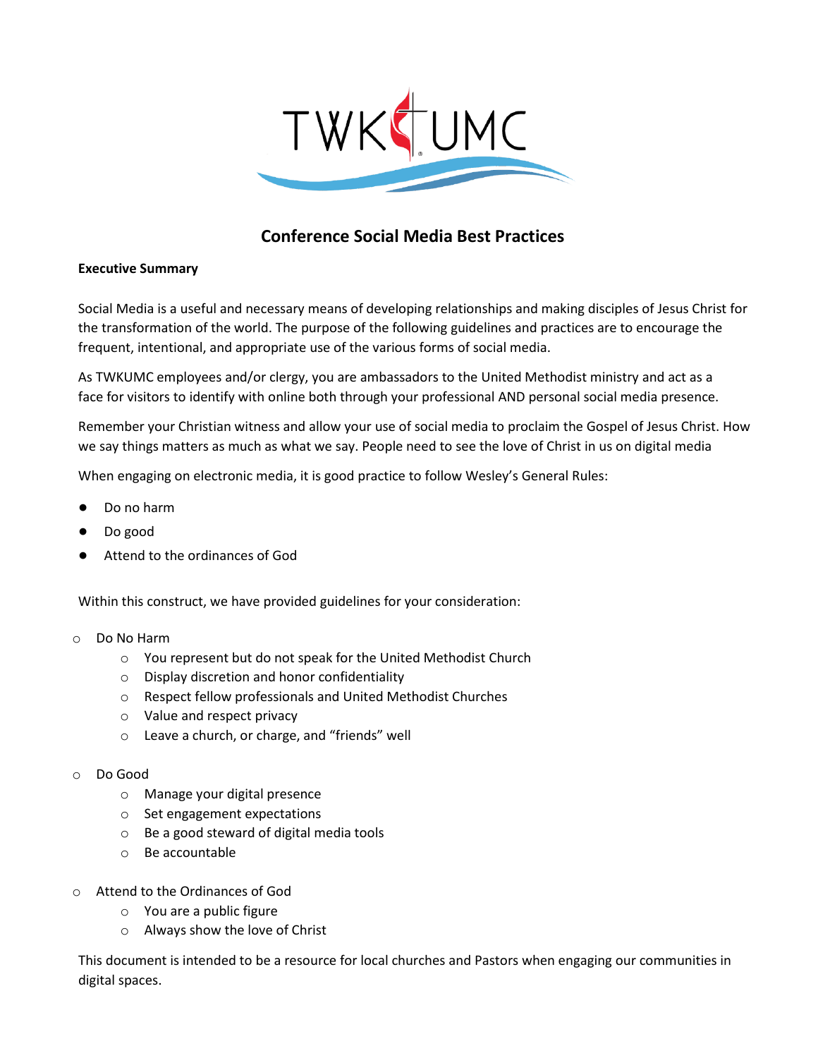# Conference Social Media Best Practices

**Executive Summary**

Social Media is a useful and necessary means of developing relationships and making disciples of Jesus Christ for the transformation of the world. The purpose of the following guidelines and practices are to encourage the frequent, intentional, and appropriate use of the various forms of social media.

As TWKUMC employees and/or clergy, you are ambassadors to the United Methodist ministry and act as a face for visitors to identify with online both through your professional AND personal social media presence.

Remember your Christian witness and allow your use of social media to proclaim the Gospel of Jesus Christ. How we say things matters as much as what we say. People need to see the love of Christ in us on digital media

When engaging on electronic media, it is good practice to follow Wesley's General Rules:

- Do no harm
- Do good
- Attend to the ordinances of God

Within this construct, we have provided guidelines for your consideration:

- Do No Harm
  - You represent but do not speak for the United Methodist Church
  - Display discretion and honor confidentiality
  - Respect fellow professionals and United Methodist Churches
  - Value and respect privacy
  - Leave a church, or charge, and "friends" well
- Do Good
  - Manage your digital presence
  - Set engagement expectations
  - Be a good steward of digital media tools
  - Be accountable
- Attend to the Ordinances of God
  - You are a public figure
  - Always show the love of Christ

This document is intended to be a resource for local churches and Pastors when engaging our communities in digital spaces.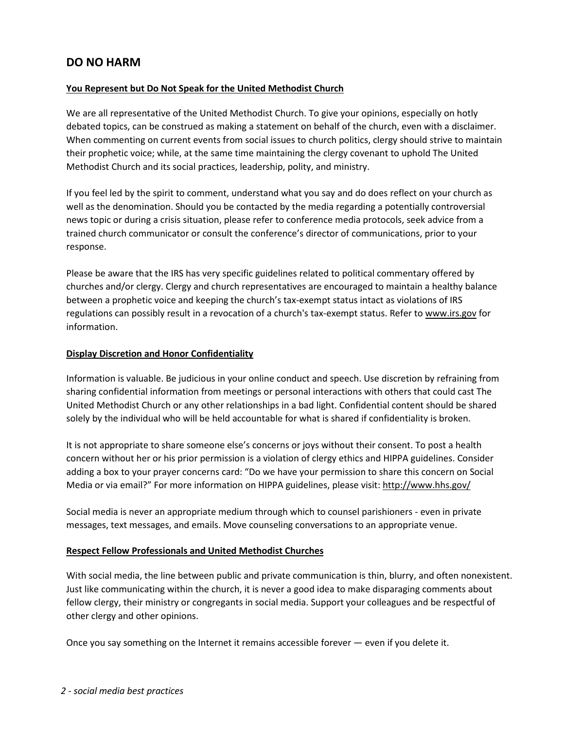## DO NO HARM

**You Represent but Do Not Speak for the United Methodist Church**

We are all representative of the United Methodist Church. To give your opinions, especially on hotly debated topics, can be construed as making a statement on behalf of the church, even with a disclaimer. When commenting on current events from social issues to church politics, clergy should strive to maintain their prophetic voice; while, at the same time maintaining the clergy covenant to uphold The United Methodist Church and its social practices, leadership, polity, and ministry.

If you feel led by the spirit to comment, understand what you say and do does reflect on your church as well as the denomination. Should you be contacted by the media regarding a potentially controversial news topic or during a crisis situation, please refer to conference media protocols, seek advice from a trained church communicator or consult the conference's director of communications, prior to your response.

Please be aware that the IRS has very specific guidelines related to political commentary offered by churches and/or clergy. Clergy and church representatives are encouraged to maintain a healthy balance between a prophetic voice and keeping the church's tax-exempt status intact as violations of IRS regulations can possibly result in a revocation of a church's tax-exempt status. Refer to www.irs.gov for information.

**Display Discretion and Honor Confidentiality**

Information is valuable. Be judicious in your online conduct and speech. Use discretion by refraining from sharing confidential information from meetings or personal interactions with others that could cast The United Methodist Church or any other relationships in a bad light. Confidential content should be shared solely by the individual who will be held accountable for what is shared if confidentiality is broken.

It is not appropriate to share someone else's concerns or joys without their consent. To post a health concern without her or his prior permission is a violation of clergy ethics and HIPPA guidelines. Consider adding a box to your prayer concerns card: "Do we have your permission to share this concern on Social Media or via email?" For more information on HIPPA guidelines, please visit: http://www.hhs.gov/

Social media is never an appropriate medium through which to counsel parishioners - even in private messages, text messages, and emails. Move counseling conversations to an appropriate venue.

**Respect Fellow Professionals and United Methodist Churches**

With social media, the line between public and private communication is thin, blurry, and often nonexistent. Just like communicating within the church, it is never a good idea to make disparaging comments about fellow clergy, their ministry or congregants in social media. Support your colleagues and be respectful of other clergy and other opinions.

Once you say something on the Internet it remains accessible forever — even if you delete it.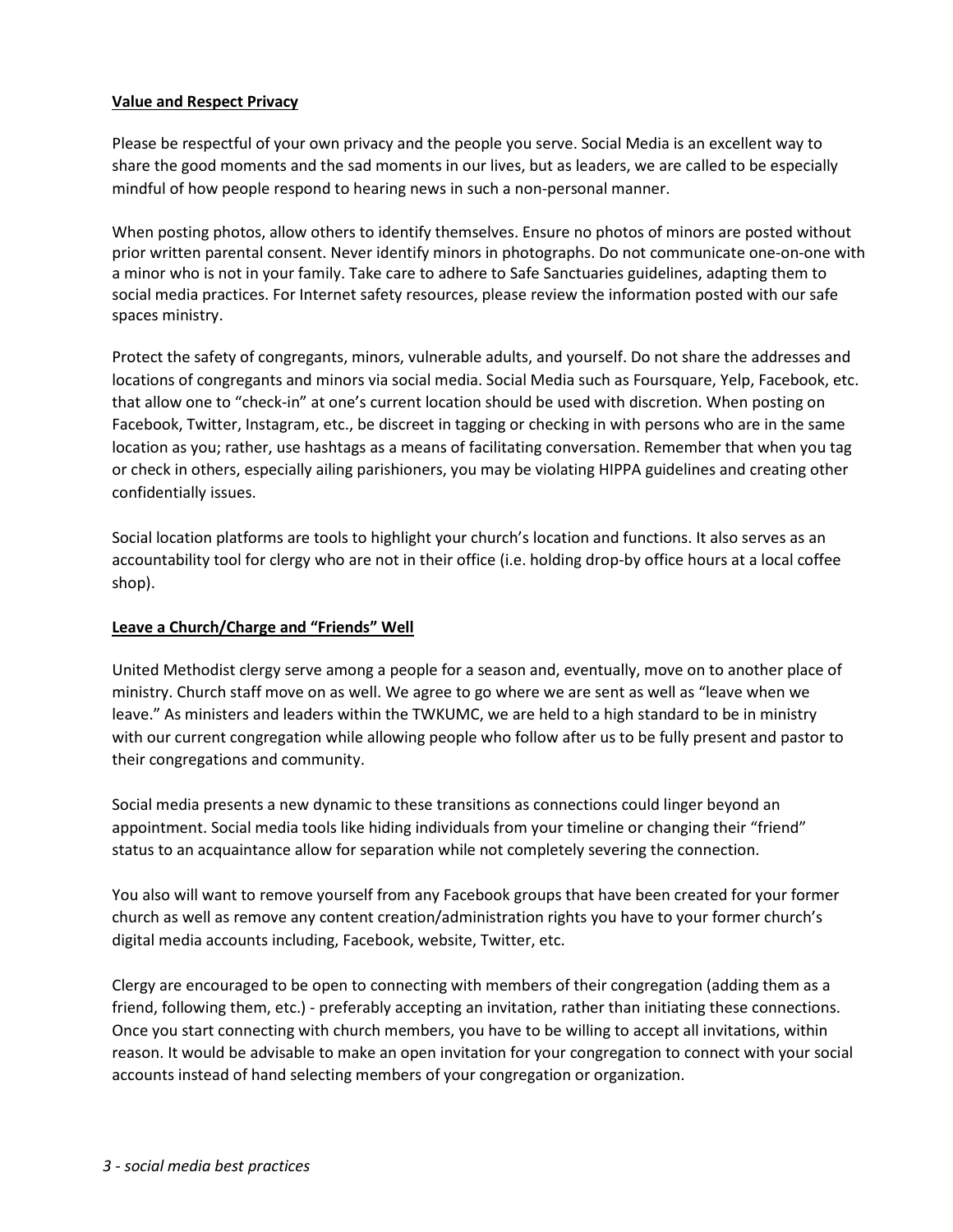**Value and Respect Privacy**

Please be respectful of your own privacy and the people you serve. Social Media is an excellent way to share the good moments and the sad moments in our lives, but as leaders, we are called to be especially mindful of how people respond to hearing news in such a non-personal manner.

When posting photos, allow others to identify themselves. Ensure no photos of minors are posted without prior written parental consent. Never identify minors in photographs. Do not communicate one-on-one with a minor who is not in your family. Take care to adhere to Safe Sanctuaries guidelines, adapting them to social media practices. For Internet safety resources, please review the information posted with our safe spaces ministry.

Protect the safety of congregants, minors, vulnerable adults, and yourself. Do not share the addresses and locations of congregants and minors via social media. Social Media such as Foursquare, Yelp, Facebook, etc. that allow one to "check-in" at one's current location should be used with discretion. When posting on Facebook, Twitter, Instagram, etc., be discreet in tagging or checking in with persons who are in the same location as you; rather, use hashtags as a means of facilitating conversation. Remember that when you tag or check in others, especially ailing parishioners, you may be violating HIPPA guidelines and creating other confidentially issues.

Social location platforms are tools to highlight your church's location and functions. It also serves as an accountability tool for clergy who are not in their office (i.e. holding drop-by office hours at a local coffee shop).

**Leave a Church/Charge and "Friends" Well**

United Methodist clergy serve among a people for a season and, eventually, move on to another place of ministry. Church staff move on as well. We agree to go where we are sent as well as "leave when we leave." As ministers and leaders within the TWKUMC, we are held to a high standard to be in ministry with our current congregation while allowing people who follow after us to be fully present and pastor to their congregations and community.

Social media presents a new dynamic to these transitions as connections could linger beyond an appointment. Social media tools like hiding individuals from your timeline or changing their "friend" status to an acquaintance allow for separation while not completely severing the connection.

You also will want to remove yourself from any Facebook groups that have been created for your former church as well as remove any content creation/administration rights you have to your former church's digital media accounts including, Facebook, website, Twitter, etc.

Clergy are encouraged to be open to connecting with members of their congregation (adding them as a friend, following them, etc.) - preferably accepting an invitation, rather than initiating these connections. Once you start connecting with church members, you have to be willing to accept all invitations, within reason. It would be advisable to make an open invitation for your congregation to connect with your social accounts instead of hand selecting members of your congregation or organization.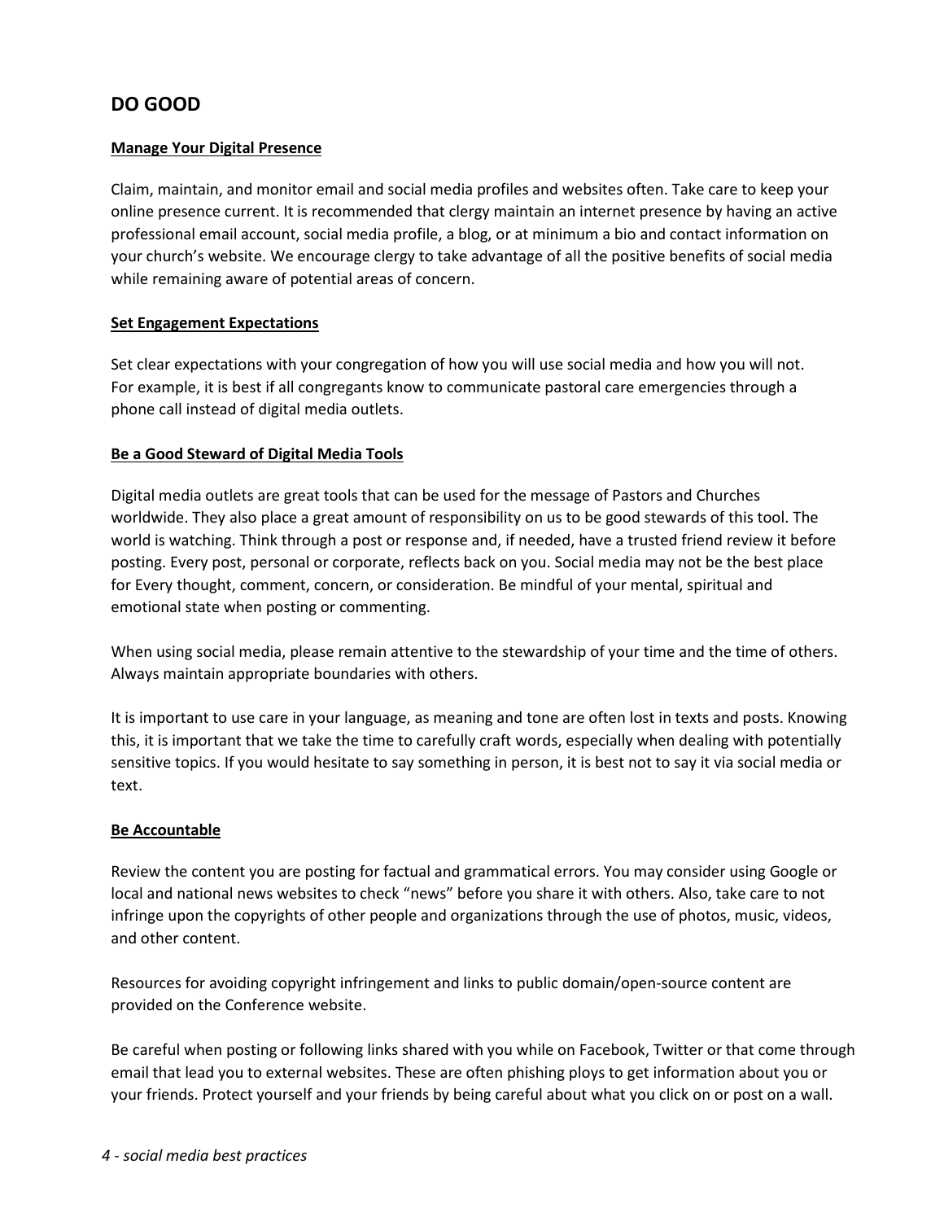## DO GOOD

**Manage Your Digital Presence**

Claim, maintain, and monitor email and social media profiles and websites often. Take care to keep your online presence current. It is recommended that clergy maintain an internet presence by having an active professional email account, social media profile, a blog, or at minimum a bio and contact information on your church's website. We encourage clergy to take advantage of all the positive benefits of social media while remaining aware of potential areas of concern.

**Set Engagement Expectations**

Set clear expectations with your congregation of how you will use social media and how you will not. For example, it is best if all congregants know to communicate pastoral care emergencies through a phone call instead of digital media outlets.

**Be a Good Steward of Digital Media Tools**

Digital media outlets are great tools that can be used for the message of Pastors and Churches worldwide. They also place a great amount of responsibility on us to be good stewards of this tool. The world is watching. Think through a post or response and, if needed, have a trusted friend review it before posting. Every post, personal or corporate, reflects back on you. Social media may not be the best place for Every thought, comment, concern, or consideration. Be mindful of your mental, spiritual and emotional state when posting or commenting.

When using social media, please remain attentive to the stewardship of your time and the time of others. Always maintain appropriate boundaries with others.

It is important to use care in your language, as meaning and tone are often lost in texts and posts. Knowing this, it is important that we take the time to carefully craft words, especially when dealing with potentially sensitive topics. If you would hesitate to say something in person, it is best not to say it via social media or text.

**Be Accountable**

Review the content you are posting for factual and grammatical errors. You may consider using Google or local and national news websites to check "news" before you share it with others. Also, take care to not infringe upon the copyrights of other people and organizations through the use of photos, music, videos, and other content.

Resources for avoiding copyright infringement and links to public domain/open-source content are provided on the Conference website.

Be careful when posting or following links shared with you while on Facebook, Twitter or that come through email that lead you to external websites. These are often phishing ploys to get information about you or your friends. Protect yourself and your friends by being careful about what you click on or post on a wall.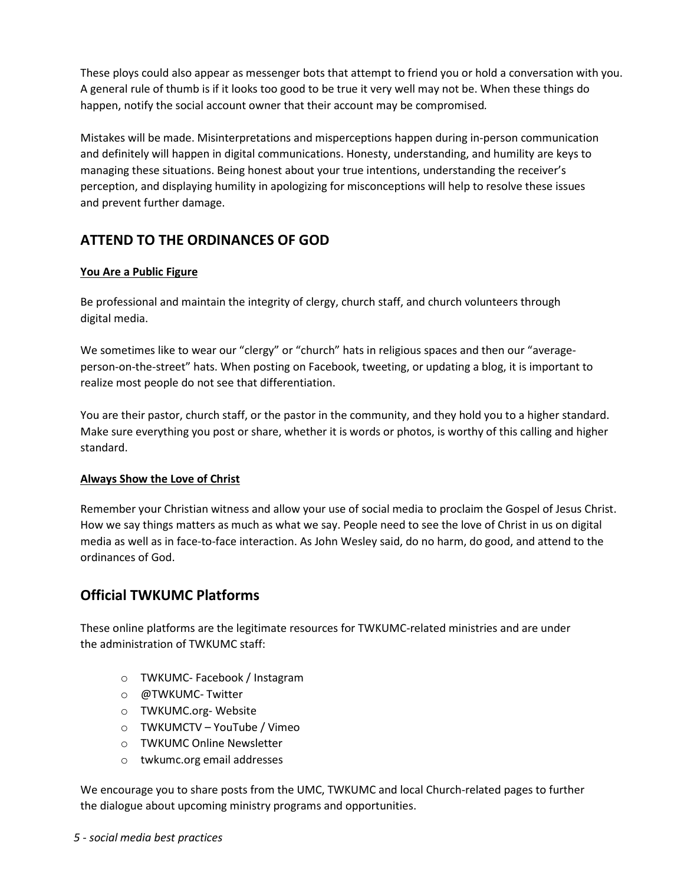These ploys could also appear as messenger bots that attempt to friend you or hold a conversation with you. A general rule of thumb is if it looks too good to be true it very well may not be. When these things do happen, notify the social account owner that their account may be compromised*.*

Mistakes will be made. Misinterpretations and misperceptions happen during in-person communication and definitely will happen in digital communications. Honesty, understanding, and humility are keys to managing these situations. Being honest about your true intentions, understanding the receiver's perception, and displaying humility in apologizing for misconceptions will help to resolve these issues and prevent further damage.

## ATTEND TO THE ORDINANCES OF GOD

**You Are a Public Figure**

Be professional and maintain the integrity of clergy, church staff, and church volunteers through digital media.

We sometimes like to wear our "clergy" or "church" hats in religious spaces and then our "average-person-on-the-street" hats. When posting on Facebook, tweeting, or updating a blog, it is important to realize most people do not see that differentiation.

You are their pastor, church staff, or the pastor in the community, and they hold you to a higher standard. Make sure everything you post or share, whether it is words or photos, is worthy of this calling and higher standard.

**Always Show the Love of Christ**

Remember your Christian witness and allow your use of social media to proclaim the Gospel of Jesus Christ. How we say things matters as much as what we say. People need to see the love of Christ in us on digital media as well as in face-to-face interaction. As John Wesley said, do no harm, do good, and attend to the ordinances of God.

## Official TWKUMC Platforms

These online platforms are the legitimate resources for TWKUMC-related ministries and are under the administration of TWKUMC staff:

- TWKUMC- Facebook / Instagram
- @TWKUMC- Twitter
- TWKUMC.org- Website
- TWKUMCTV – YouTube / Vimeo
- TWKUMC Online Newsletter
- twkumc.org email addresses

We encourage you to share posts from the UMC, TWKUMC and local Church-related pages to further the dialogue about upcoming ministry programs and opportunities.